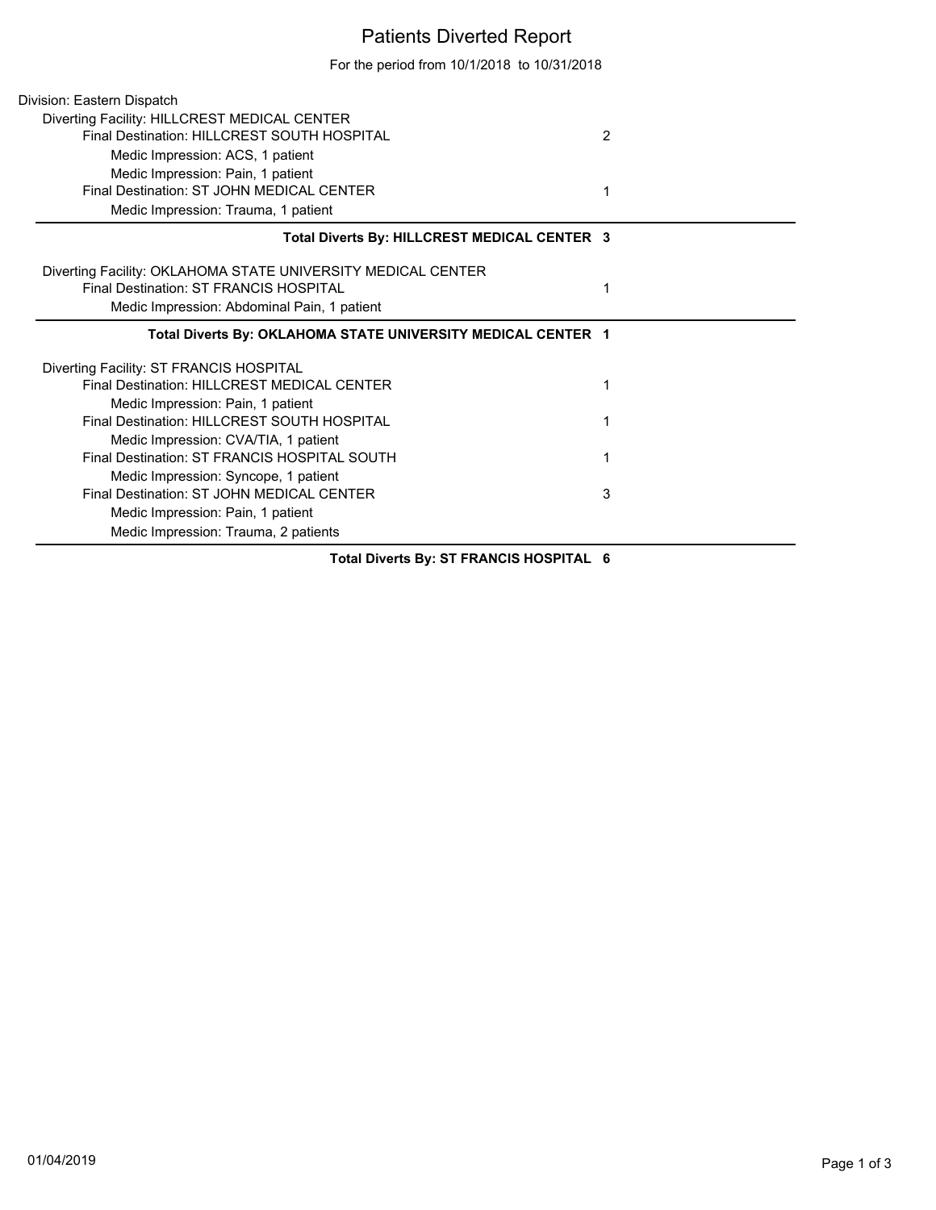# Patients Diverted Report

For the period from 10/1/2018 to 10/31/2018

Division: Eastern Dispatch

Diverting Facility: HILLCREST MEDICAL CENTER

| | |
|---|---|
| Final Destination: HILLCREST SOUTH HOSPITAL | 2 |
| Medic Impression: ACS, 1 patient | |
| Medic Impression: Pain, 1 patient | |
| Final Destination: ST JOHN MEDICAL CENTER | 1 |
| Medic Impression: Trauma, 1 patient | |

**Total Diverts By: HILLCREST MEDICAL CENTER 3**

Diverting Facility: OKLAHOMA STATE UNIVERSITY MEDICAL CENTER

| | |
|---|---|
| Final Destination: ST FRANCIS HOSPITAL | 1 |
| Medic Impression: Abdominal Pain, 1 patient | |

**Total Diverts By: OKLAHOMA STATE UNIVERSITY MEDICAL CENTER 1**

Diverting Facility: ST FRANCIS HOSPITAL

| | |
|---|---|
| Final Destination: HILLCREST MEDICAL CENTER | 1 |
| Medic Impression: Pain, 1 patient | |
| Final Destination: HILLCREST SOUTH HOSPITAL | 1 |
| Medic Impression: CVA/TIA, 1 patient | |
| Final Destination: ST FRANCIS HOSPITAL SOUTH | 1 |
| Medic Impression: Syncope, 1 patient | |
| Final Destination: ST JOHN MEDICAL CENTER | 3 |
| Medic Impression: Pain, 1 patient | |
| Medic Impression: Trauma, 2 patients | |

**Total Diverts By: ST FRANCIS HOSPITAL 6**

01/04/2019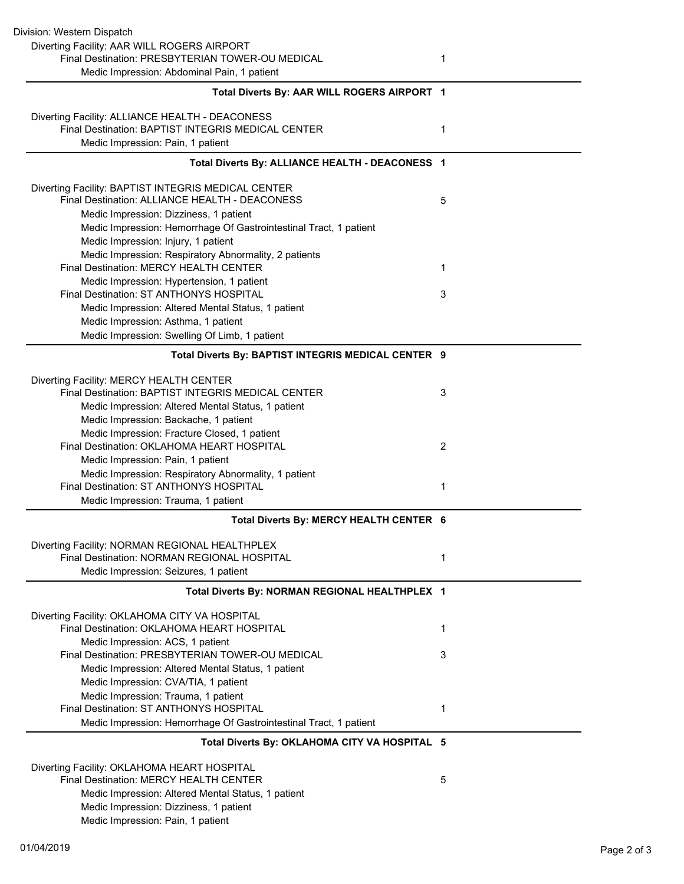Division: Western Dispatch

Diverting Facility: AAR WILL ROGERS AIRPORT

| | |
|---|---|
| Final Destination: PRESBYTERIAN TOWER-OU MEDICAL | 1 |
| Medic Impression: Abdominal Pain, 1 patient | |
| **Total Diverts By: AAR WILL ROGERS AIRPORT** | **1** |

Diverting Facility: ALLIANCE HEALTH - DEACONESS

| | |
|---|---|
| Final Destination: BAPTIST INTEGRIS MEDICAL CENTER | 1 |
| Medic Impression: Pain, 1 patient | |
| **Total Diverts By: ALLIANCE HEALTH - DEACONESS** | **1** |

Diverting Facility: BAPTIST INTEGRIS MEDICAL CENTER

| | |
|---|---|
| Final Destination: ALLIANCE HEALTH - DEACONESS | 5 |
| Medic Impression: Dizziness, 1 patient | |
| Medic Impression: Hemorrhage Of Gastrointestinal Tract, 1 patient | |
| Medic Impression: Injury, 1 patient | |
| Medic Impression: Respiratory Abnormality, 2 patients | |
| Final Destination: MERCY HEALTH CENTER | 1 |
| Medic Impression: Hypertension, 1 patient | |
| Final Destination: ST ANTHONYS HOSPITAL | 3 |
| Medic Impression: Altered Mental Status, 1 patient | |
| Medic Impression: Asthma, 1 patient | |
| Medic Impression: Swelling Of Limb, 1 patient | |
| **Total Diverts By: BAPTIST INTEGRIS MEDICAL CENTER** | **9** |

Diverting Facility: MERCY HEALTH CENTER

| | |
|---|---|
| Final Destination: BAPTIST INTEGRIS MEDICAL CENTER | 3 |
| Medic Impression: Altered Mental Status, 1 patient | |
| Medic Impression: Backache, 1 patient | |
| Medic Impression: Fracture Closed, 1 patient | |
| Final Destination: OKLAHOMA HEART HOSPITAL | 2 |
| Medic Impression: Pain, 1 patient | |
| Medic Impression: Respiratory Abnormality, 1 patient | |
| Final Destination: ST ANTHONYS HOSPITAL | 1 |
| Medic Impression: Trauma, 1 patient | |
| **Total Diverts By: MERCY HEALTH CENTER** | **6** |

Diverting Facility: NORMAN REGIONAL HEALTHPLEX

| | |
|---|---|
| Final Destination: NORMAN REGIONAL HOSPITAL | 1 |
| Medic Impression: Seizures, 1 patient | |
| **Total Diverts By: NORMAN REGIONAL HEALTHPLEX** | **1** |

Diverting Facility: OKLAHOMA CITY VA HOSPITAL

| | |
|---|---|
| Final Destination: OKLAHOMA HEART HOSPITAL | 1 |
| Medic Impression: ACS, 1 patient | |
| Final Destination: PRESBYTERIAN TOWER-OU MEDICAL | 3 |
| Medic Impression: Altered Mental Status, 1 patient | |
| Medic Impression: CVA/TIA, 1 patient | |
| Medic Impression: Trauma, 1 patient | |
| Final Destination: ST ANTHONYS HOSPITAL | 1 |
| Medic Impression: Hemorrhage Of Gastrointestinal Tract, 1 patient | |
| **Total Diverts By: OKLAHOMA CITY VA HOSPITAL** | **5** |

Diverting Facility: OKLAHOMA HEART HOSPITAL

| | |
|---|---|
| Final Destination: MERCY HEALTH CENTER | 5 |
| Medic Impression: Altered Mental Status, 1 patient | |
| Medic Impression: Dizziness, 1 patient | |
| Medic Impression: Pain, 1 patient | |

01/04/2019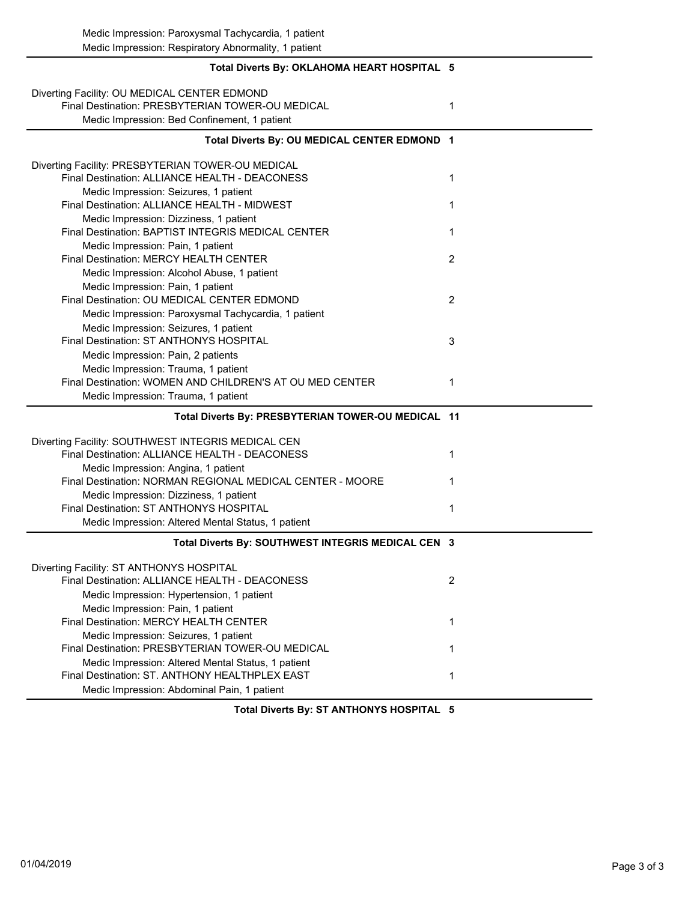Medic Impression: Paroxysmal Tachycardia, 1 patient
Medic Impression: Respiratory Abnormality, 1 patient

**Total Diverts By: OKLAHOMA HEART HOSPITAL 5**

Diverting Facility: OU MEDICAL CENTER EDMOND
Final Destination: PRESBYTERIAN TOWER-OU MEDICAL 1
Medic Impression: Bed Confinement, 1 patient

**Total Diverts By: OU MEDICAL CENTER EDMOND 1**

Diverting Facility: PRESBYTERIAN TOWER-OU MEDICAL
Final Destination: ALLIANCE HEALTH - DEACONESS 1
Medic Impression: Seizures, 1 patient
Final Destination: ALLIANCE HEALTH - MIDWEST 1
Medic Impression: Dizziness, 1 patient
Final Destination: BAPTIST INTEGRIS MEDICAL CENTER 1
Medic Impression: Pain, 1 patient
Final Destination: MERCY HEALTH CENTER 2
Medic Impression: Alcohol Abuse, 1 patient
Medic Impression: Pain, 1 patient
Final Destination: OU MEDICAL CENTER EDMOND 2
Medic Impression: Paroxysmal Tachycardia, 1 patient
Medic Impression: Seizures, 1 patient
Final Destination: ST ANTHONYS HOSPITAL 3
Medic Impression: Pain, 2 patients
Medic Impression: Trauma, 1 patient
Final Destination: WOMEN AND CHILDREN'S AT OU MED CENTER 1
Medic Impression: Trauma, 1 patient

**Total Diverts By: PRESBYTERIAN TOWER-OU MEDICAL 11**

Diverting Facility: SOUTHWEST INTEGRIS MEDICAL CEN
Final Destination: ALLIANCE HEALTH - DEACONESS 1
Medic Impression: Angina, 1 patient
Final Destination: NORMAN REGIONAL MEDICAL CENTER - MOORE 1
Medic Impression: Dizziness, 1 patient
Final Destination: ST ANTHONYS HOSPITAL 1
Medic Impression: Altered Mental Status, 1 patient

**Total Diverts By: SOUTHWEST INTEGRIS MEDICAL CEN 3**

Diverting Facility: ST ANTHONYS HOSPITAL
Final Destination: ALLIANCE HEALTH - DEACONESS 2
Medic Impression: Hypertension, 1 patient
Medic Impression: Pain, 1 patient
Final Destination: MERCY HEALTH CENTER 1
Medic Impression: Seizures, 1 patient
Final Destination: PRESBYTERIAN TOWER-OU MEDICAL 1
Medic Impression: Altered Mental Status, 1 patient
Final Destination: ST. ANTHONY HEALTHPLEX EAST 1
Medic Impression: Abdominal Pain, 1 patient

**Total Diverts By: ST ANTHONYS HOSPITAL 5**

01/04/2019